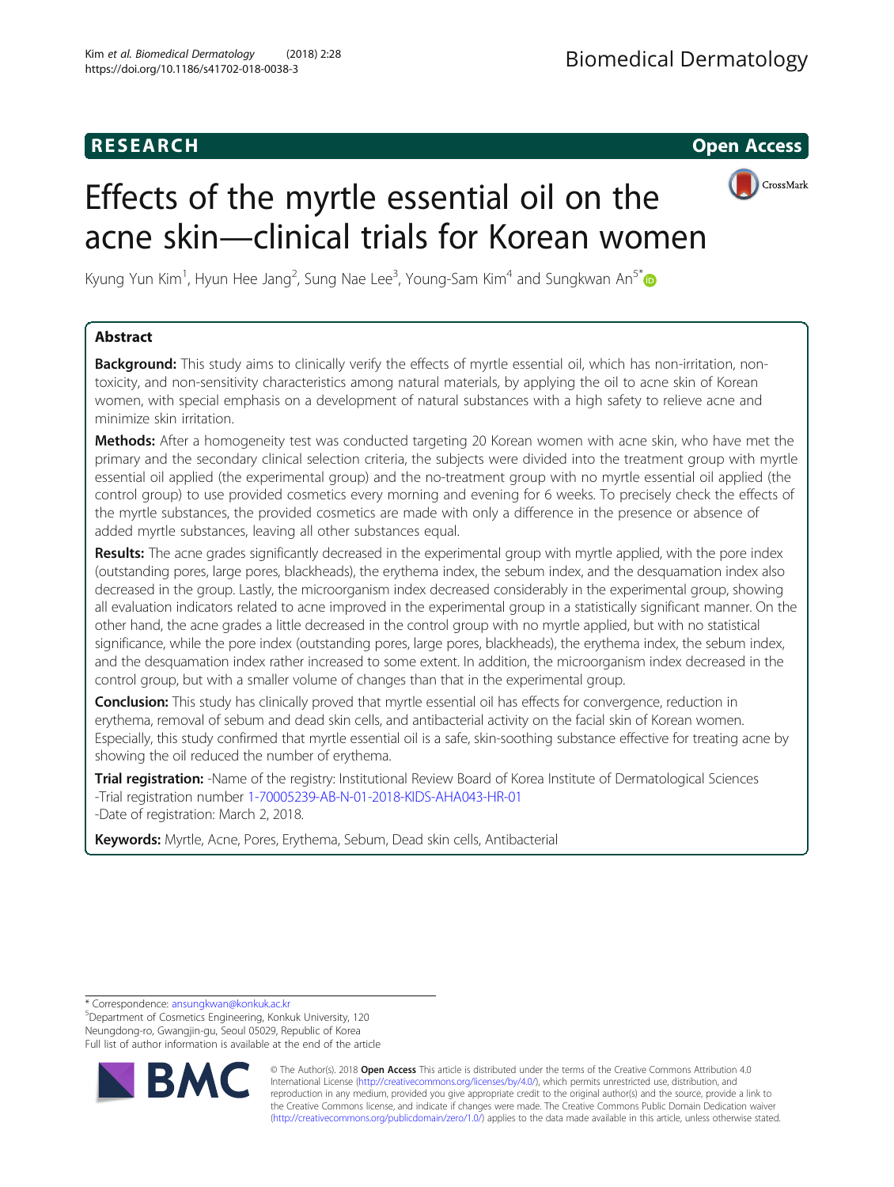RESEARCH

Open Access

# Effects of the myrtle essential oil on the acne skin—clinical trials for Korean women

Kyung Yun Kim[1], Hyun Hee Jang[2], Sung Nae Lee[3], Young-Sam Kim[4] and Sungkwan An[5*]

## Abstract

**Background:** This study aims to clinically verify the effects of myrtle essential oil, which has non-irritation, non-toxicity, and non-sensitivity characteristics among natural materials, by applying the oil to acne skin of Korean women, with special emphasis on a development of natural substances with a high safety to relieve acne and minimize skin irritation.

**Methods:** After a homogeneity test was conducted targeting 20 Korean women with acne skin, who have met the primary and the secondary clinical selection criteria, the subjects were divided into the treatment group with myrtle essential oil applied (the experimental group) and the no-treatment group with no myrtle essential oil applied (the control group) to use provided cosmetics every morning and evening for 6 weeks. To precisely check the effects of the myrtle substances, the provided cosmetics are made with only a difference in the presence or absence of added myrtle substances, leaving all other substances equal.

**Results:** The acne grades significantly decreased in the experimental group with myrtle applied, with the pore index (outstanding pores, large pores, blackheads), the erythema index, the sebum index, and the desquamation index also decreased in the group. Lastly, the microorganism index decreased considerably in the experimental group, showing all evaluation indicators related to acne improved in the experimental group in a statistically significant manner. On the other hand, the acne grades a little decreased in the control group with no myrtle applied, but with no statistical significance, while the pore index (outstanding pores, large pores, blackheads), the erythema index, the sebum index, and the desquamation index rather increased to some extent. In addition, the microorganism index decreased in the control group, but with a smaller volume of changes than that in the experimental group.

**Conclusion:** This study has clinically proved that myrtle essential oil has effects for convergence, reduction in erythema, removal of sebum and dead skin cells, and antibacterial activity on the facial skin of Korean women. Especially, this study confirmed that myrtle essential oil is a safe, skin-soothing substance effective for treating acne by showing the oil reduced the number of erythema.

**Trial registration:** -Name of the registry: Institutional Review Board of Korea Institute of Dermatological Sciences
-Trial registration number 1-70005239-AB-N-01-2018-KIDS-AHA043-HR-01
-Date of registration: March 2, 2018.

**Keywords:** Myrtle, Acne, Pores, Erythema, Sebum, Dead skin cells, Antibacterial

\* Correspondence: ansungkwan@konkuk.ac.kr
[5]Department of Cosmetics Engineering, Konkuk University, 120 Neungdong-ro, Gwangjin-gu, Seoul 05029, Republic of Korea
Full list of author information is available at the end of the article

© The Author(s). 2018 **Open Access** This article is distributed under the terms of the Creative Commons Attribution 4.0 International License (http://creativecommons.org/licenses/by/4.0/), which permits unrestricted use, distribution, and reproduction in any medium, provided you give appropriate credit to the original author(s) and the source, provide a link to the Creative Commons license, and indicate if changes were made. The Creative Commons Public Domain Dedication waiver (http://creativecommons.org/publicdomain/zero/1.0/) applies to the data made available in this article, unless otherwise stated.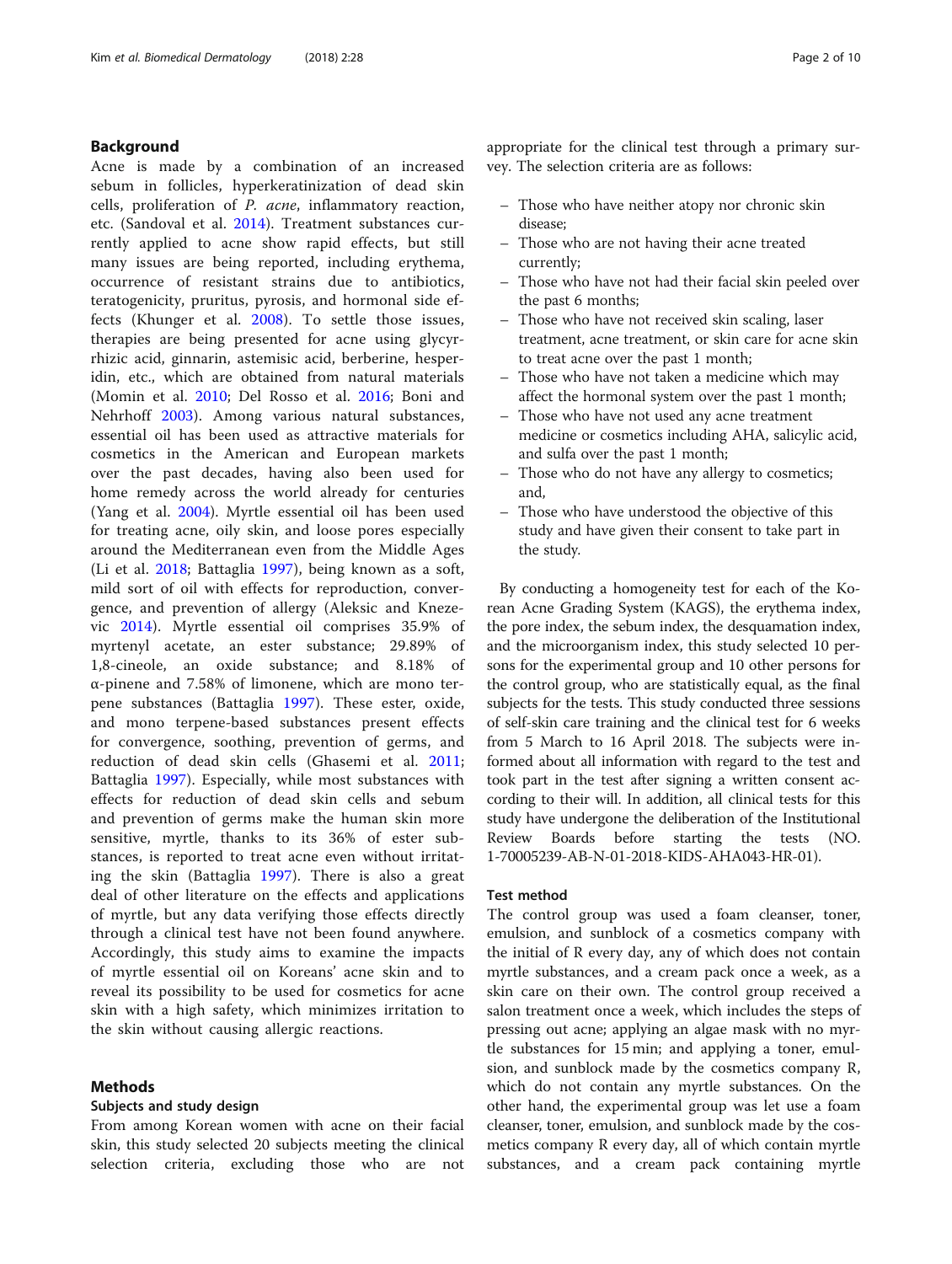## Background

Acne is made by a combination of an increased sebum in follicles, hyperkeratinization of dead skin cells, proliferation of *P. acne*, inflammatory reaction, etc. (Sandoval et al. 2014). Treatment substances currently applied to acne show rapid effects, but still many issues are being reported, including erythema, occurrence of resistant strains due to antibiotics, teratogenicity, pruritus, pyrosis, and hormonal side effects (Khunger et al. 2008). To settle those issues, therapies are being presented for acne using glycyrrhizic acid, ginnarin, astemisic acid, berberine, hesperidin, etc., which are obtained from natural materials (Momin et al. 2010; Del Rosso et al. 2016; Boni and Nehrhoff 2003). Among various natural substances, essential oil has been used as attractive materials for cosmetics in the American and European markets over the past decades, having also been used for home remedy across the world already for centuries (Yang et al. 2004). Myrtle essential oil has been used for treating acne, oily skin, and loose pores especially around the Mediterranean even from the Middle Ages (Li et al. 2018; Battaglia 1997), being known as a soft, mild sort of oil with effects for reproduction, convergence, and prevention of allergy (Aleksic and Knezevic 2014). Myrtle essential oil comprises 35.9% of myrtenyl acetate, an ester substance; 29.89% of 1,8-cineole, an oxide substance; and 8.18% of α-pinene and 7.58% of limonene, which are mono terpene substances (Battaglia 1997). These ester, oxide, and mono terpene-based substances present effects for convergence, soothing, prevention of germs, and reduction of dead skin cells (Ghasemi et al. 2011; Battaglia 1997). Especially, while most substances with effects for reduction of dead skin cells and sebum and prevention of germs make the human skin more sensitive, myrtle, thanks to its 36% of ester substances, is reported to treat acne even without irritating the skin (Battaglia 1997). There is also a great deal of other literature on the effects and applications of myrtle, but any data verifying those effects directly through a clinical test have not been found anywhere. Accordingly, this study aims to examine the impacts of myrtle essential oil on Koreans' acne skin and to reveal its possibility to be used for cosmetics for acne skin with a high safety, which minimizes irritation to the skin without causing allergic reactions.

## Methods

### Subjects and study design

From among Korean women with acne on their facial skin, this study selected 20 subjects meeting the clinical selection criteria, excluding those who are not appropriate for the clinical test through a primary survey. The selection criteria are as follows:

- Those who have neither atopy nor chronic skin disease;
- Those who are not having their acne treated currently;
- Those who have not had their facial skin peeled over the past 6 months;
- Those who have not received skin scaling, laser treatment, acne treatment, or skin care for acne skin to treat acne over the past 1 month;
- Those who have not taken a medicine which may affect the hormonal system over the past 1 month;
- Those who have not used any acne treatment medicine or cosmetics including AHA, salicylic acid, and sulfa over the past 1 month;
- Those who do not have any allergy to cosmetics; and,
- Those who have understood the objective of this study and have given their consent to take part in the study.

By conducting a homogeneity test for each of the Korean Acne Grading System (KAGS), the erythema index, the pore index, the sebum index, the desquamation index, and the microorganism index, this study selected 10 persons for the experimental group and 10 other persons for the control group, who are statistically equal, as the final subjects for the tests. This study conducted three sessions of self-skin care training and the clinical test for 6 weeks from 5 March to 16 April 2018. The subjects were informed about all information with regard to the test and took part in the test after signing a written consent according to their will. In addition, all clinical tests for this study have undergone the deliberation of the Institutional Review Boards before starting the tests (NO. 1-70005239-AB-N-01-2018-KIDS-AHA043-HR-01).

### Test method

The control group was used a foam cleanser, toner, emulsion, and sunblock of a cosmetics company with the initial of R every day, any of which does not contain myrtle substances, and a cream pack once a week, as a skin care on their own. The control group received a salon treatment once a week, which includes the steps of pressing out acne; applying an algae mask with no myrtle substances for 15 min; and applying a toner, emulsion, and sunblock made by the cosmetics company R, which do not contain any myrtle substances. On the other hand, the experimental group was let use a foam cleanser, toner, emulsion, and sunblock made by the cosmetics company R every day, all of which contain myrtle substances, and a cream pack containing myrtle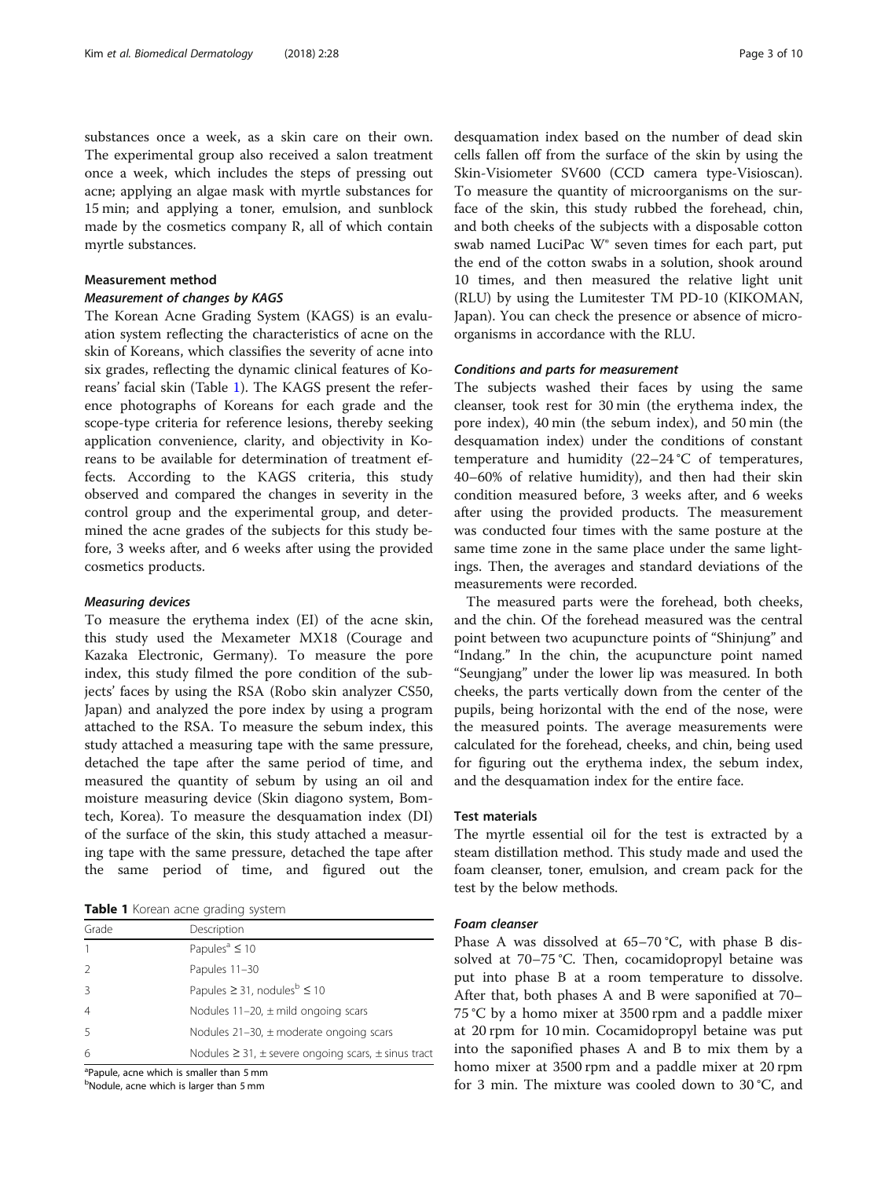substances once a week, as a skin care on their own. The experimental group also received a salon treatment once a week, which includes the steps of pressing out acne; applying an algae mask with myrtle substances for 15 min; and applying a toner, emulsion, and sunblock made by the cosmetics company R, all of which contain myrtle substances.

## Measurement method

### *Measurement of changes by KAGS*

The Korean Acne Grading System (KAGS) is an evaluation system reflecting the characteristics of acne on the skin of Koreans, which classifies the severity of acne into six grades, reflecting the dynamic clinical features of Koreans' facial skin (Table 1). The KAGS present the reference photographs of Koreans for each grade and the scope-type criteria for reference lesions, thereby seeking application convenience, clarity, and objectivity in Koreans to be available for determination of treatment effects. According to the KAGS criteria, this study observed and compared the changes in severity in the control group and the experimental group, and determined the acne grades of the subjects for this study before, 3 weeks after, and 6 weeks after using the provided cosmetics products.

### *Measuring devices*

To measure the erythema index (EI) of the acne skin, this study used the Mexameter MX18 (Courage and Kazaka Electronic, Germany). To measure the pore index, this study filmed the pore condition of the subjects' faces by using the RSA (Robo skin analyzer CS50, Japan) and analyzed the pore index by using a program attached to the RSA. To measure the sebum index, this study attached a measuring tape with the same pressure, detached the tape after the same period of time, and measured the quantity of sebum by using an oil and moisture measuring device (Skin diagono system, Bomtech, Korea). To measure the desquamation index (DI) of the surface of the skin, this study attached a measuring tape with the same pressure, detached the tape after the same period of time, and figured out the desquamation index based on the number of dead skin cells fallen off from the surface of the skin by using the Skin-Visiometer SV600 (CCD camera type-Visioscan). To measure the quantity of microorganisms on the surface of the skin, this study rubbed the forehead, chin, and both cheeks of the subjects with a disposable cotton swab named LuciPac W® seven times for each part, put the end of the cotton swabs in a solution, shook around 10 times, and then measured the relative light unit (RLU) by using the Lumitester TM PD-10 (KIKOMAN, Japan). You can check the presence or absence of microorganisms in accordance with the RLU.

**Table 1** Korean acne grading system

| Grade | Description |
| --- | --- |
| 1 | Papules[a] ≤ 10 |
| 2 | Papules 11–30 |
| 3 | Papules ≥ 31, nodules[b] ≤ 10 |
| 4 | Nodules 11–20, ± mild ongoing scars |
| 5 | Nodules 21–30, ± moderate ongoing scars |
| 6 | Nodules ≥ 31, ± severe ongoing scars, ± sinus tract |

[a]Papule, acne which is smaller than 5 mm
[b]Nodule, acne which is larger than 5 mm

### *Conditions and parts for measurement*

The subjects washed their faces by using the same cleanser, took rest for 30 min (the erythema index, the pore index), 40 min (the sebum index), and 50 min (the desquamation index) under the conditions of constant temperature and humidity (22–24 °C of temperatures, 40–60% of relative humidity), and then had their skin condition measured before, 3 weeks after, and 6 weeks after using the provided products. The measurement was conducted four times with the same posture at the same time zone in the same place under the same lightings. Then, the averages and standard deviations of the measurements were recorded.

The measured parts were the forehead, both cheeks, and the chin. Of the forehead measured was the central point between two acupuncture points of "Shinjung" and "Indang." In the chin, the acupuncture point named "Seungjang" under the lower lip was measured. In both cheeks, the parts vertically down from the center of the pupils, being horizontal with the end of the nose, were the measured points. The average measurements were calculated for the forehead, cheeks, and chin, being used for figuring out the erythema index, the sebum index, and the desquamation index for the entire face.

## Test materials

The myrtle essential oil for the test is extracted by a steam distillation method. This study made and used the foam cleanser, toner, emulsion, and cream pack for the test by the below methods.

### *Foam cleanser*

Phase A was dissolved at 65–70 °C, with phase B dissolved at 70–75 °C. Then, cocamidopropyl betaine was put into phase B at a room temperature to dissolve. After that, both phases A and B were saponified at 70–75 °C by a homo mixer at 3500 rpm and a paddle mixer at 20 rpm for 10 min. Cocamidopropyl betaine was put into the saponified phases A and B to mix them by a homo mixer at 3500 rpm and a paddle mixer at 20 rpm for 3 min. The mixture was cooled down to 30 °C, and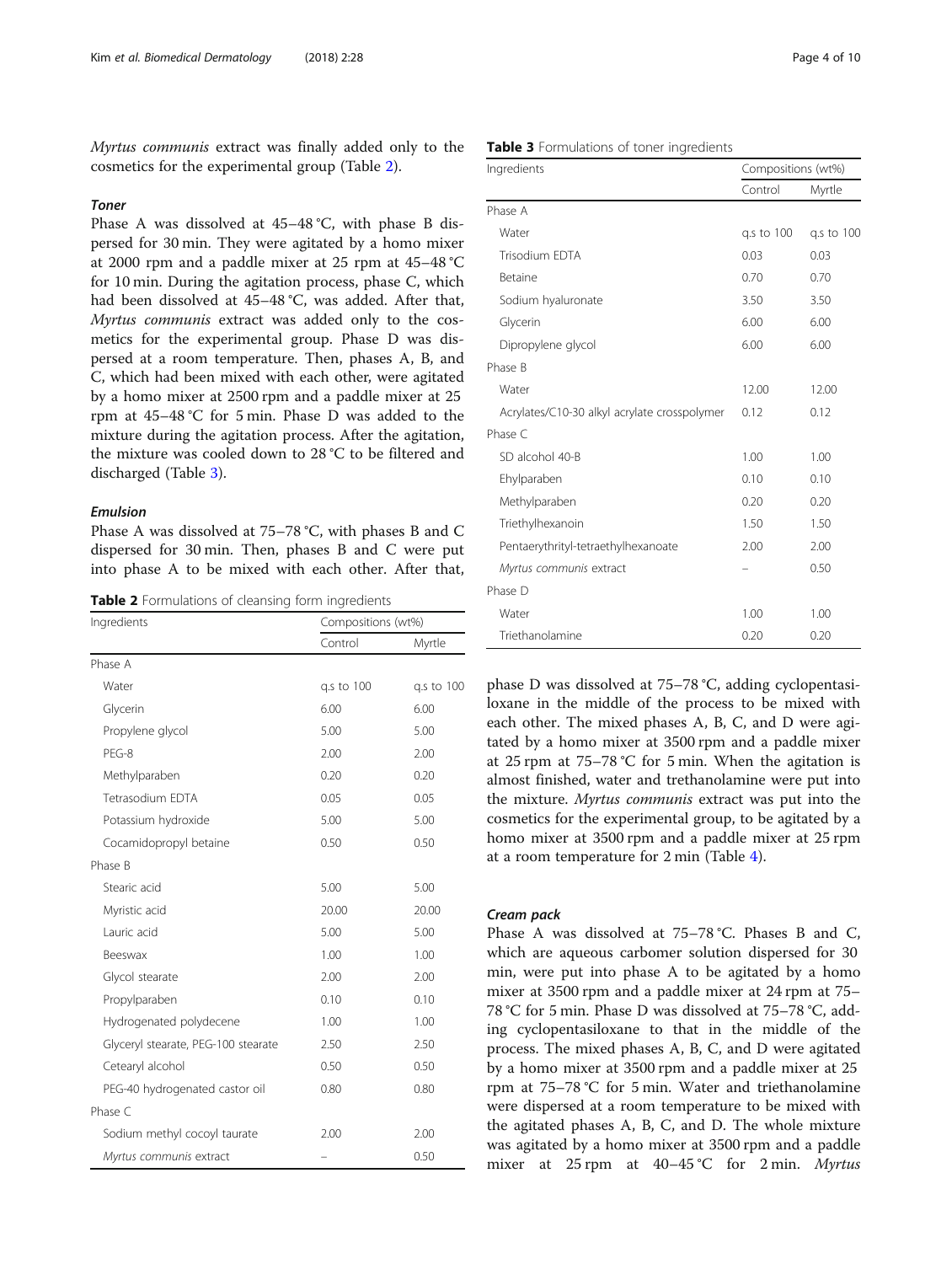*Myrtus communis* extract was finally added only to the cosmetics for the experimental group (Table 2).

#### *Toner*

Phase A was dissolved at 45–48 °C, with phase B dispersed for 30 min. They were agitated by a homo mixer at 2000 rpm and a paddle mixer at 25 rpm at 45–48 °C for 10 min. During the agitation process, phase C, which had been dissolved at 45–48 °C, was added. After that, *Myrtus communis* extract was added only to the cosmetics for the experimental group. Phase D was dispersed at a room temperature. Then, phases A, B, and C, which had been mixed with each other, were agitated by a homo mixer at 2500 rpm and a paddle mixer at 25 rpm at 45–48 °C for 5 min. Phase D was added to the mixture during the agitation process. After the agitation, the mixture was cooled down to 28 °C to be filtered and discharged (Table 3).

#### *Emulsion*

Phase A was dissolved at 75–78 °C, with phases B and C dispersed for 30 min. Then, phases B and C were put into phase A to be mixed with each other. After that, phase D was dissolved at 75–78 °C, adding cyclopentasiloxane in the middle of the process to be mixed with each other. The mixed phases A, B, C, and D were agitated by a homo mixer at 3500 rpm and a paddle mixer at 25 rpm at 75–78 °C for 5 min. When the agitation is almost finished, water and trethanolamine were put into the mixture. *Myrtus communis* extract was put into the cosmetics for the experimental group, to be agitated by a homo mixer at 3500 rpm and a paddle mixer at 25 rpm at a room temperature for 2 min (Table 4).

**Table 2** Formulations of cleansing form ingredients

| Ingredients | Compositions (wt%) | |
|---|---|---|
| | Control | Myrtle |
| Phase A | | |
| Water | q.s to 100 | q.s to 100 |
| Glycerin | 6.00 | 6.00 |
| Propylene glycol | 5.00 | 5.00 |
| PEG-8 | 2.00 | 2.00 |
| Methylparaben | 0.20 | 0.20 |
| Tetrasodium EDTA | 0.05 | 0.05 |
| Potassium hydroxide | 5.00 | 5.00 |
| Cocamidopropyl betaine | 0.50 | 0.50 |
| Phase B | | |
| Stearic acid | 5.00 | 5.00 |
| Myristic acid | 20.00 | 20.00 |
| Lauric acid | 5.00 | 5.00 |
| Beeswax | 1.00 | 1.00 |
| Glycol stearate | 2.00 | 2.00 |
| Propylparaben | 0.10 | 0.10 |
| Hydrogenated polydecene | 1.00 | 1.00 |
| Glyceryl stearate, PEG-100 stearate | 2.50 | 2.50 |
| Cetearyl alcohol | 0.50 | 0.50 |
| PEG-40 hydrogenated castor oil | 0.80 | 0.80 |
| Phase C | | |
| Sodium methyl cocoyl taurate | 2.00 | 2.00 |
| *Myrtus communis* extract | – | 0.50 |

**Table 3** Formulations of toner ingredients

| Ingredients | Compositions (wt%) | |
|---|---|---|
| | Control | Myrtle |
| Phase A | | |
| Water | q.s to 100 | q.s to 100 |
| Trisodium EDTA | 0.03 | 0.03 |
| Betaine | 0.70 | 0.70 |
| Sodium hyaluronate | 3.50 | 3.50 |
| Glycerin | 6.00 | 6.00 |
| Dipropylene glycol | 6.00 | 6.00 |
| Phase B | | |
| Water | 12.00 | 12.00 |
| Acrylates/C10-30 alkyl acrylate crosspolymer | 0.12 | 0.12 |
| Phase C | | |
| SD alcohol 40-B | 1.00 | 1.00 |
| Ehylparaben | 0.10 | 0.10 |
| Methylparaben | 0.20 | 0.20 |
| Triethylhexanoin | 1.50 | 1.50 |
| Pentaerythrityl-tetraethylhexanoate | 2.00 | 2.00 |
| *Myrtus communis* extract | – | 0.50 |
| Phase D | | |
| Water | 1.00 | 1.00 |
| Triethanolamine | 0.20 | 0.20 |

#### *Cream pack*

Phase A was dissolved at 75–78 °C. Phases B and C, which are aqueous carbomer solution dispersed for 30 min, were put into phase A to be agitated by a homo mixer at 3500 rpm and a paddle mixer at 24 rpm at 75–78 °C for 5 min. Phase D was dissolved at 75–78 °C, adding cyclopentasiloxane to that in the middle of the process. The mixed phases A, B, C, and D were agitated by a homo mixer at 3500 rpm and a paddle mixer at 25 rpm at 75–78 °C for 5 min. Water and triethanolamine were dispersed at a room temperature to be mixed with the agitated phases A, B, C, and D. The whole mixture was agitated by a homo mixer at 3500 rpm and a paddle mixer at 25 rpm at 40–45 °C for 2 min. *Myrtus*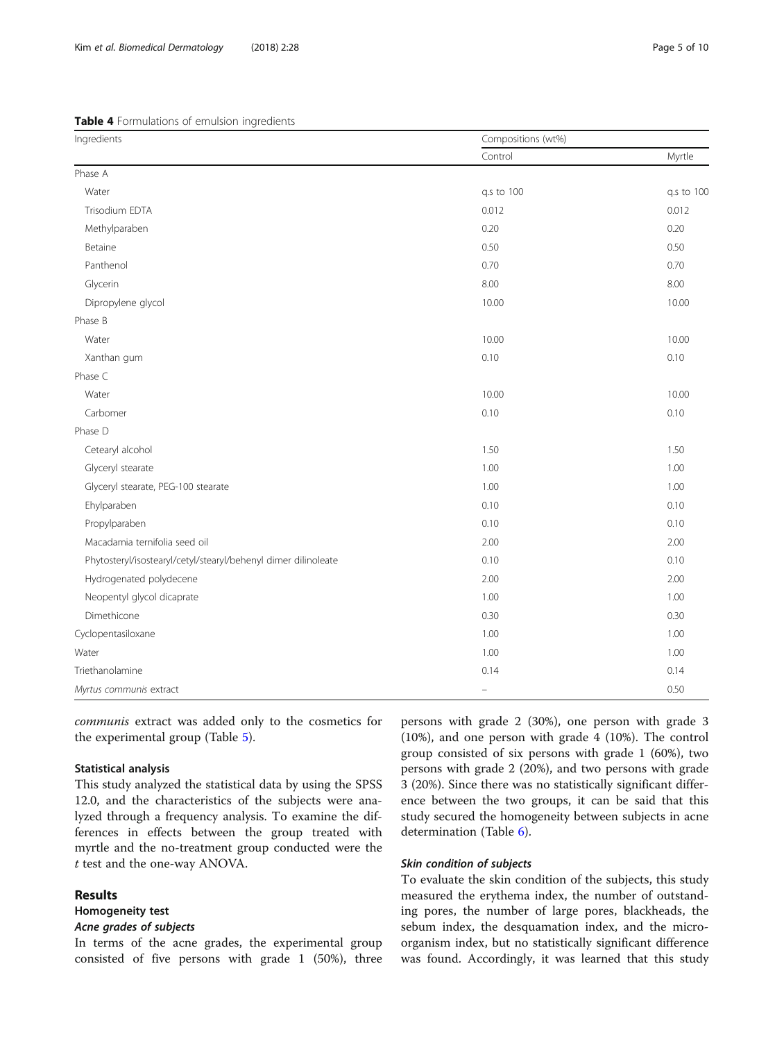**Table 4** Formulations of emulsion ingredients

| Ingredients | Compositions (wt%) | |
|---|---|---|
| | Control | Myrtle |
| Phase A | | |
| Water | q.s to 100 | q.s to 100 |
| Trisodium EDTA | 0.012 | 0.012 |
| Methylparaben | 0.20 | 0.20 |
| Betaine | 0.50 | 0.50 |
| Panthenol | 0.70 | 0.70 |
| Glycerin | 8.00 | 8.00 |
| Dipropylene glycol | 10.00 | 10.00 |
| Phase B | | |
| Water | 10.00 | 10.00 |
| Xanthan gum | 0.10 | 0.10 |
| Phase C | | |
| Water | 10.00 | 10.00 |
| Carbomer | 0.10 | 0.10 |
| Phase D | | |
| Cetearyl alcohol | 1.50 | 1.50 |
| Glyceryl stearate | 1.00 | 1.00 |
| Glyceryl stearate, PEG-100 stearate | 1.00 | 1.00 |
| Ehylparaben | 0.10 | 0.10 |
| Propylparaben | 0.10 | 0.10 |
| Macadamia ternifolia seed oil | 2.00 | 2.00 |
| Phytosteryl/isostearyl/cetyl/stearyl/behenyl dimer dilinoleate | 0.10 | 0.10 |
| Hydrogenated polydecene | 2.00 | 2.00 |
| Neopentyl glycol dicaprate | 1.00 | 1.00 |
| Dimethicone | 0.30 | 0.30 |
| Cyclopentasiloxane | 1.00 | 1.00 |
| Water | 1.00 | 1.00 |
| Triethanolamine | 0.14 | 0.14 |
| *Myrtus communis* extract | – | 0.50 |

*communis* extract was added only to the cosmetics for the experimental group (Table 5).

### Statistical analysis

This study analyzed the statistical data by using the SPSS 12.0, and the characteristics of the subjects were analyzed through a frequency analysis. To examine the differences in effects between the group treated with myrtle and the no-treatment group conducted were the *t* test and the one-way ANOVA.

## Results

### Homogeneity test

#### *Acne grades of subjects*

In terms of the acne grades, the experimental group consisted of five persons with grade 1 (50%), three persons with grade 2 (30%), one person with grade 3 (10%), and one person with grade 4 (10%). The control group consisted of six persons with grade 1 (60%), two persons with grade 2 (20%), and two persons with grade 3 (20%). Since there was no statistically significant difference between the two groups, it can be said that this study secured the homogeneity between subjects in acne determination (Table 6).

#### *Skin condition of subjects*

To evaluate the skin condition of the subjects, this study measured the erythema index, the number of outstanding pores, the number of large pores, blackheads, the sebum index, the desquamation index, and the microorganism index, but no statistically significant difference was found. Accordingly, it was learned that this study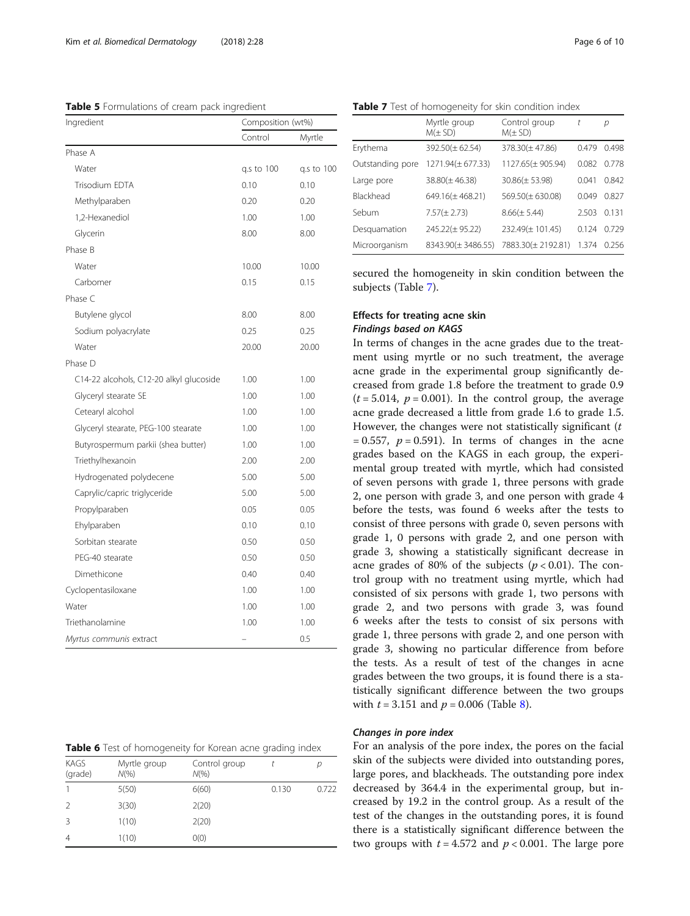**Table 5** Formulations of cream pack ingredient

| Ingredient | Composition (wt%) | |
|---|---|---|
| | Control | Myrtle |
| Phase A | | |
| Water | q.s to 100 | q.s to 100 |
| Trisodium EDTA | 0.10 | 0.10 |
| Methylparaben | 0.20 | 0.20 |
| 1,2-Hexanediol | 1.00 | 1.00 |
| Glycerin | 8.00 | 8.00 |
| Phase B | | |
| Water | 10.00 | 10.00 |
| Carbomer | 0.15 | 0.15 |
| Phase C | | |
| Butylene glycol | 8.00 | 8.00 |
| Sodium polyacrylate | 0.25 | 0.25 |
| Water | 20.00 | 20.00 |
| Phase D | | |
| C14-22 alcohols, C12-20 alkyl glucoside | 1.00 | 1.00 |
| Glyceryl stearate SE | 1.00 | 1.00 |
| Cetearyl alcohol | 1.00 | 1.00 |
| Glyceryl stearate, PEG-100 stearate | 1.00 | 1.00 |
| Butyrospermum parkii (shea butter) | 1.00 | 1.00 |
| Triethylhexanoin | 2.00 | 2.00 |
| Hydrogenated polydecene | 5.00 | 5.00 |
| Caprylic/capric triglyceride | 5.00 | 5.00 |
| Propylparaben | 0.05 | 0.05 |
| Ehylparaben | 0.10 | 0.10 |
| Sorbitan stearate | 0.50 | 0.50 |
| PEG-40 stearate | 0.50 | 0.50 |
| Dimethicone | 0.40 | 0.40 |
| Cyclopentasiloxane | 1.00 | 1.00 |
| Water | 1.00 | 1.00 |
| Triethanolamine | 1.00 | 1.00 |
| *Myrtus communis* extract | – | 0.5 |

**Table 6** Test of homogeneity for Korean acne grading index

| KAGS (grade) | Myrtle group N(%) | Control group N(%) | t | p |
|---|---|---|---|---|
| 1 | 5(50) | 6(60) | 0.130 | 0.722 |
| 2 | 3(30) | 2(20) | | |
| 3 | 1(10) | 2(20) | | |
| 4 | 1(10) | 0(0) | | |

**Table 7** Test of homogeneity for skin condition index

| | Myrtle group M(± SD) | Control group M(± SD) | t | p |
|---|---|---|---|---|
| Erythema | 392.50(± 62.54) | 378.30(± 47.86) | 0.479 | 0.498 |
| Outstanding pore | 1271.94(± 677.33) | 1127.65(± 905.94) | 0.082 | 0.778 |
| Large pore | 38.80(± 46.38) | 30.86(± 53.98) | 0.041 | 0.842 |
| Blackhead | 649.16(± 468.21) | 569.50(± 630.08) | 0.049 | 0.827 |
| Sebum | 7.57(± 2.73) | 8.66(± 5.44) | 2.503 | 0.131 |
| Desquamation | 245.22(± 95.22) | 232.49(± 101.45) | 0.124 | 0.729 |
| Microorganism | 8343.90(± 3486.55) | 7883.30(± 2192.81) | 1.374 | 0.256 |

secured the homogeneity in skin condition between the subjects (Table 7).

## Effects for treating acne skin

### Findings based on KAGS

In terms of changes in the acne grades due to the treatment using myrtle or no such treatment, the average acne grade in the experimental group significantly decreased from grade 1.8 before the treatment to grade 0.9 ($t = 5.014$, $p = 0.001$). In the control group, the average acne grade decreased a little from grade 1.6 to grade 1.5. However, the changes were not statistically significant ($t = 0.557$, $p = 0.591$). In terms of changes in the acne grades based on the KAGS in each group, the experimental group treated with myrtle, which had consisted of seven persons with grade 1, three persons with grade 2, one person with grade 3, and one person with grade 4 before the tests, was found 6 weeks after the tests to consist of three persons with grade 0, seven persons with grade 1, 0 persons with grade 2, and one person with grade 3, showing a statistically significant decrease in acne grades of 80% of the subjects ($p < 0.01$). The control group with no treatment using myrtle, which had consisted of six persons with grade 1, two persons with grade 2, and two persons with grade 3, was found 6 weeks after the tests to consist of six persons with grade 1, three persons with grade 2, and one person with grade 3, showing no particular difference from before the tests. As a result of test of the changes in acne grades between the two groups, it is found there is a statistically significant difference between the two groups with $t = 3.151$ and $p = 0.006$ (Table 8).

### Changes in pore index

For an analysis of the pore index, the pores on the facial skin of the subjects were divided into outstanding pores, large pores, and blackheads. The outstanding pore index decreased by 364.4 in the experimental group, but increased by 19.2 in the control group. As a result of the test of the changes in the outstanding pores, it is found there is a statistically significant difference between the two groups with $t = 4.572$ and $p < 0.001$. The large pore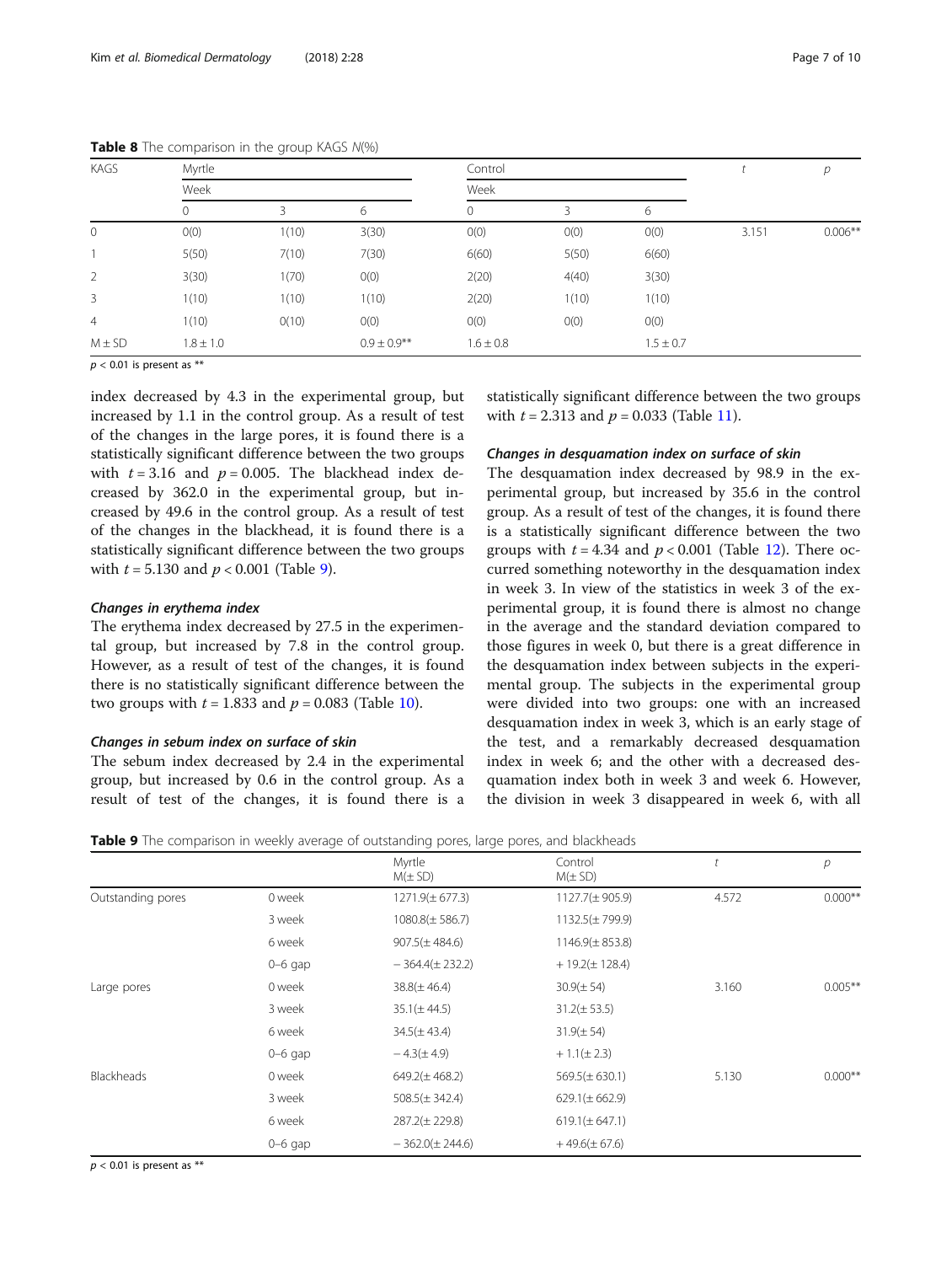**Table 8** The comparison in the group KAGS N(%)

| KAGS | Myrtle | | | Control | | | $t$ | $p$ |
|---|---|---|---|---|---|---|---|---|
| | Week | | | Week | | | | |
| | 0 | 3 | 6 | 0 | 3 | 6 | | |
| 0 | 0(0) | 1(10) | 3(30) | 0(0) | 0(0) | 0(0) | 3.151 | 0.006** |
| 1 | 5(50) | 7(10) | 7(30) | 6(60) | 5(50) | 6(60) | | |
| 2 | 3(30) | 1(70) | 0(0) | 2(20) | 4(40) | 3(30) | | |
| 3 | 1(10) | 1(10) | 1(10) | 2(20) | 1(10) | 1(10) | | |
| 4 | 1(10) | 0(10) | 0(0) | 0(0) | 0(0) | 0(0) | | |
| M ± SD | 1.8 ± 1.0 | | 0.9 ± 0.9** | 1.6 ± 0.8 | | 1.5 ± 0.7 | | |

$p < 0.01$ is present as **

index decreased by 4.3 in the experimental group, but increased by 1.1 in the control group. As a result of test of the changes in the large pores, it is found there is a statistically significant difference between the two groups with $t = 3.16$ and $p = 0.005$. The blackhead index decreased by 362.0 in the experimental group, but increased by 49.6 in the control group. As a result of test of the changes in the blackhead, it is found there is a statistically significant difference between the two groups with $t = 5.130$ and $p < 0.001$ (Table 9).

#### Changes in erythema index

The erythema index decreased by 27.5 in the experimental group, but increased by 7.8 in the control group. However, as a result of test of the changes, it is found there is no statistically significant difference between the two groups with $t = 1.833$ and $p = 0.083$ (Table 10).

#### Changes in sebum index on surface of skin

The sebum index decreased by 2.4 in the experimental group, but increased by 0.6 in the control group. As a result of test of the changes, it is found there is a statistically significant difference between the two groups with $t = 2.313$ and $p = 0.033$ (Table 11).

#### Changes in desquamation index on surface of skin

The desquamation index decreased by 98.9 in the experimental group, but increased by 35.6 in the control group. As a result of test of the changes, it is found there is a statistically significant difference between the two groups with $t = 4.34$ and $p < 0.001$ (Table 12). There occurred something noteworthy in the desquamation index in week 3. In view of the statistics in week 3 of the experimental group, it is found there is almost no change in the average and the standard deviation compared to those figures in week 0, but there is a great difference in the desquamation index between subjects in the experimental group. The subjects in the experimental group were divided into two groups: one with an increased desquamation index in week 3, which is an early stage of the test, and a remarkably decreased desquamation index in week 6; and the other with a decreased desquamation index both in week 3 and week 6. However, the division in week 3 disappeared in week 6, with all

**Table 9** The comparison in weekly average of outstanding pores, large pores, and blackheads

| | | Myrtle M(± SD) | Control M(± SD) | $t$ | $p$ |
|---|---|---|---|---|---|
| Outstanding pores | 0 week | 1271.9(± 677.3) | 1127.7(± 905.9) | 4.572 | 0.000** |
| | 3 week | 1080.8(± 586.7) | 1132.5(± 799.9) | | |
| | 6 week | 907.5(± 484.6) | 1146.9(± 853.8) | | |
| | 0–6 gap | − 364.4(± 232.2) | + 19.2(± 128.4) | | |
| Large pores | 0 week | 38.8(± 46.4) | 30.9(± 54) | 3.160 | 0.005** |
| | 3 week | 35.1(± 44.5) | 31.2(± 53.5) | | |
| | 6 week | 34.5(± 43.4) | 31.9(± 54) | | |
| | 0–6 gap | − 4.3(± 4.9) | + 1.1(± 2.3) | | |
| Blackheads | 0 week | 649.2(± 468.2) | 569.5(± 630.1) | 5.130 | 0.000** |
| | 3 week | 508.5(± 342.4) | 629.1(± 662.9) | | |
| | 6 week | 287.2(± 229.8) | 619.1(± 647.1) | | |
| | 0–6 gap | − 362.0(± 244.6) | + 49.6(± 67.6) | | |

$p < 0.01$ is present as **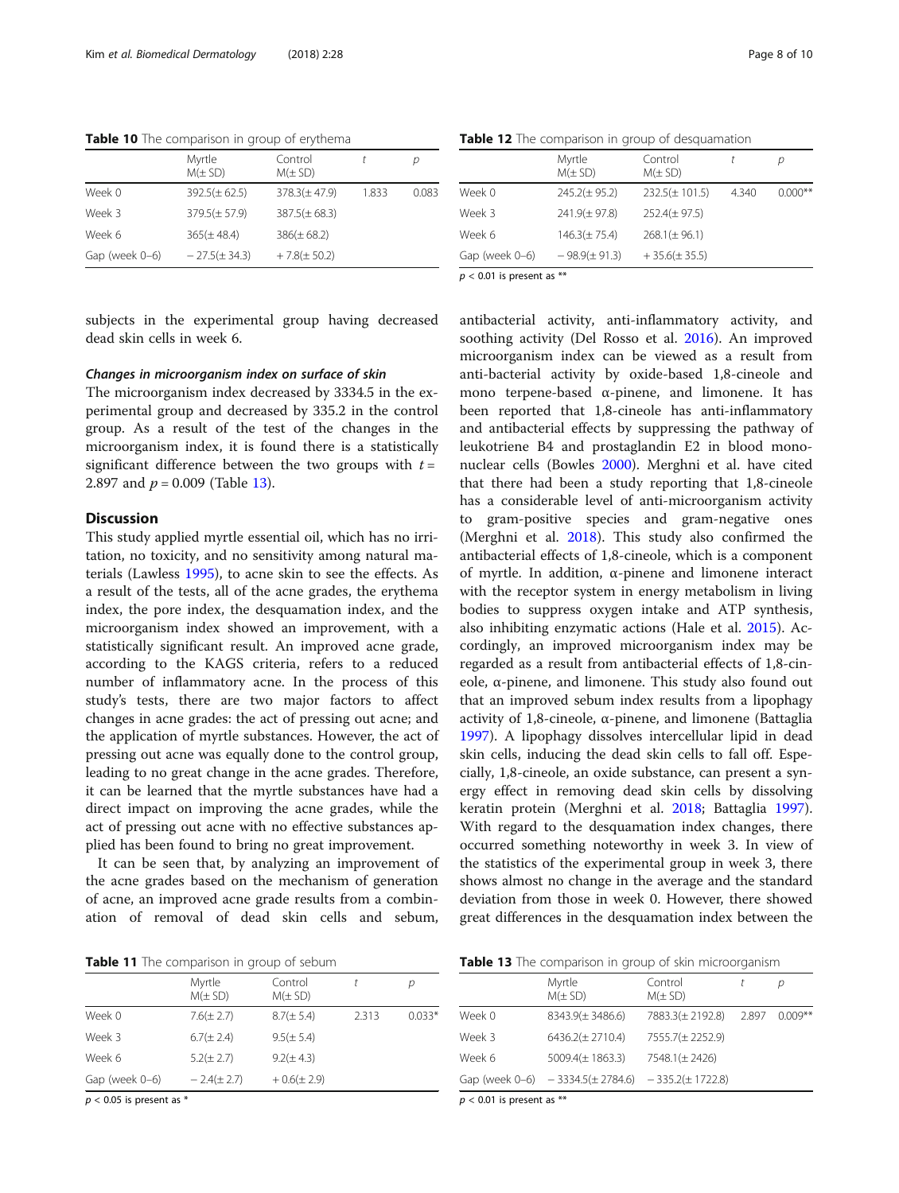**Table 10** The comparison in group of erythema

| | Myrtle M(± SD) | Control M(± SD) | $t$ | $p$ |
|---|---|---|---|---|
| Week 0 | 392.5(± 62.5) | 378.3(± 47.9) | 1.833 | 0.083 |
| Week 3 | 379.5(± 57.9) | 387.5(± 68.3) | | |
| Week 6 | 365(± 48.4) | 386(± 68.2) | | |
| Gap (week 0–6) | − 27.5(± 34.3) | + 7.8(± 50.2) | | |

subjects in the experimental group having decreased dead skin cells in week 6.

#### *Changes in microorganism index on surface of skin*

The microorganism index decreased by 3334.5 in the experimental group and decreased by 335.2 in the control group. As a result of the test of the changes in the microorganism index, it is found there is a statistically significant difference between the two groups with $t = 2.897$ and $p = 0.009$ (Table 13).

## Discussion

This study applied myrtle essential oil, which has no irritation, no toxicity, and no sensitivity among natural materials (Lawless 1995), to acne skin to see the effects. As a result of the tests, all of the acne grades, the erythema index, the pore index, the desquamation index, and the microorganism index showed an improvement, with a statistically significant result. An improved acne grade, according to the KAGS criteria, refers to a reduced number of inflammatory acne. In the process of this study's tests, there are two major factors to affect changes in acne grades: the act of pressing out acne; and the application of myrtle substances. However, the act of pressing out acne was equally done to the control group, leading to no great change in the acne grades. Therefore, it can be learned that the myrtle substances have had a direct impact on improving the acne grades, while the act of pressing out acne with no effective substances applied has been found to bring no great improvement.

It can be seen that, by analyzing an improvement of the acne grades based on the mechanism of generation of acne, an improved acne grade results from a combination of removal of dead skin cells and sebum, antibacterial activity, anti-inflammatory activity, and soothing activity (Del Rosso et al. 2016). An improved microorganism index can be viewed as a result from anti-bacterial activity by oxide-based 1,8-cineole and mono terpene-based α-pinene, and limonene. It has been reported that 1,8-cineole has anti-inflammatory and antibacterial effects by suppressing the pathway of leukotriene B4 and prostaglandin E2 in blood mononuclear cells (Bowles 2000). Merghni et al. have cited that there had been a study reporting that 1,8-cineole has a considerable level of anti-microorganism activity to gram-positive species and gram-negative ones (Merghni et al. 2018). This study also confirmed the antibacterial effects of 1,8-cineole, which is a component of myrtle. In addition, α-pinene and limonene interact with the receptor system in energy metabolism in living bodies to suppress oxygen intake and ATP synthesis, also inhibiting enzymatic actions (Hale et al. 2015). Accordingly, an improved microorganism index may be regarded as a result from antibacterial effects of 1,8-cineole, α-pinene, and limonene. This study also found out that an improved sebum index results from a lipophagy activity of 1,8-cineole, α-pinene, and limonene (Battaglia 1997). A lipophagy dissolves intercellular lipid in dead skin cells, inducing the dead skin cells to fall off. Especially, 1,8-cineole, an oxide substance, can present a synergy effect in removing dead skin cells by dissolving keratin protein (Merghni et al. 2018; Battaglia 1997). With regard to the desquamation index changes, there occurred something noteworthy in week 3. In view of the statistics of the experimental group in week 3, there shows almost no change in the average and the standard deviation from those in week 0. However, there showed great differences in the desquamation index between the

**Table 11** The comparison in group of sebum

| | Myrtle M(± SD) | Control M(± SD) | $t$ | $p$ |
|---|---|---|---|---|
| Week 0 | 7.6(± 2.7) | 8.7(± 5.4) | 2.313 | 0.033* |
| Week 3 | 6.7(± 2.4) | 9.5(± 5.4) | | |
| Week 6 | 5.2(± 2.7) | 9.2(± 4.3) | | |
| Gap (week 0–6) | − 2.4(± 2.7) | + 0.6(± 2.9) | | |

$p < 0.05$ is present as *

**Table 12** The comparison in group of desquamation

| | Myrtle M(± SD) | Control M(± SD) | $t$ | $p$ |
|---|---|---|---|---|
| Week 0 | 245.2(± 95.2) | 232.5(± 101.5) | 4.340 | 0.000** |
| Week 3 | 241.9(± 97.8) | 252.4(± 97.5) | | |
| Week 6 | 146.3(± 75.4) | 268.1(± 96.1) | | |
| Gap (week 0–6) | − 98.9(± 91.3) | + 35.6(± 35.5) | | |

$p < 0.01$ is present as **

**Table 13** The comparison in group of skin microorganism

| | Myrtle M(± SD) | Control M(± SD) | $t$ | $p$ |
|---|---|---|---|---|
| Week 0 | 8343.9(± 3486.6) | 7883.3(± 2192.8) | 2.897 | 0.009** |
| Week 3 | 6436.2(± 2710.4) | 7555.7(± 2252.9) | | |
| Week 6 | 5009.4(± 1863.3) | 7548.1(± 2426) | | |
| Gap (week 0–6) | − 3334.5(± 2784.6) | − 335.2(± 1722.8) | | |

$p < 0.01$ is present as **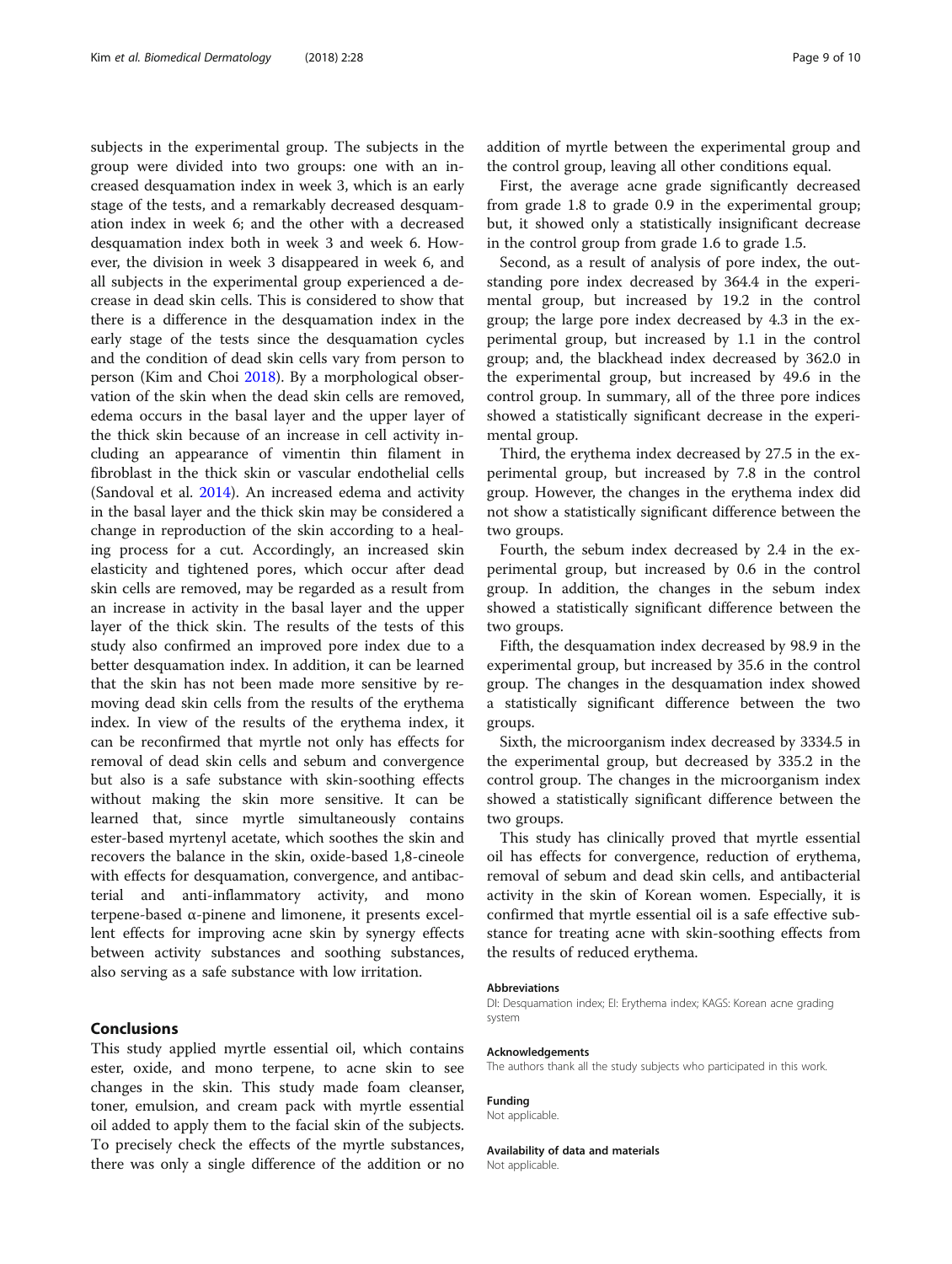subjects in the experimental group. The subjects in the group were divided into two groups: one with an increased desquamation index in week 3, which is an early stage of the tests, and a remarkably decreased desquamation index in week 6; and the other with a decreased desquamation index both in week 3 and week 6. However, the division in week 3 disappeared in week 6, and all subjects in the experimental group experienced a decrease in dead skin cells. This is considered to show that there is a difference in the desquamation index in the early stage of the tests since the desquamation cycles and the condition of dead skin cells vary from person to person (Kim and Choi 2018). By a morphological observation of the skin when the dead skin cells are removed, edema occurs in the basal layer and the upper layer of the thick skin because of an increase in cell activity including an appearance of vimentin thin filament in fibroblast in the thick skin or vascular endothelial cells (Sandoval et al. 2014). An increased edema and activity in the basal layer and the thick skin may be considered a change in reproduction of the skin according to a healing process for a cut. Accordingly, an increased skin elasticity and tightened pores, which occur after dead skin cells are removed, may be regarded as a result from an increase in activity in the basal layer and the upper layer of the thick skin. The results of the tests of this study also confirmed an improved pore index due to a better desquamation index. In addition, it can be learned that the skin has not been made more sensitive by removing dead skin cells from the results of the erythema index. In view of the results of the erythema index, it can be reconfirmed that myrtle not only has effects for removal of dead skin cells and sebum and convergence but also is a safe substance with skin-soothing effects without making the skin more sensitive. It can be learned that, since myrtle simultaneously contains ester-based myrtenyl acetate, which soothes the skin and recovers the balance in the skin, oxide-based 1,8-cineole with effects for desquamation, convergence, and antibacterial and anti-inflammatory activity, and mono terpene-based α-pinene and limonene, it presents excellent effects for improving acne skin by synergy effects between activity substances and soothing substances, also serving as a safe substance with low irritation.

## Conclusions

This study applied myrtle essential oil, which contains ester, oxide, and mono terpene, to acne skin to see changes in the skin. This study made foam cleanser, toner, emulsion, and cream pack with myrtle essential oil added to apply them to the facial skin of the subjects. To precisely check the effects of the myrtle substances, there was only a single difference of the addition or no addition of myrtle between the experimental group and the control group, leaving all other conditions equal.

First, the average acne grade significantly decreased from grade 1.8 to grade 0.9 in the experimental group; but, it showed only a statistically insignificant decrease in the control group from grade 1.6 to grade 1.5.

Second, as a result of analysis of pore index, the outstanding pore index decreased by 364.4 in the experimental group, but increased by 19.2 in the control group; the large pore index decreased by 4.3 in the experimental group, but increased by 1.1 in the control group; and, the blackhead index decreased by 362.0 in the experimental group, but increased by 49.6 in the control group. In summary, all of the three pore indices showed a statistically significant decrease in the experimental group.

Third, the erythema index decreased by 27.5 in the experimental group, but increased by 7.8 in the control group. However, the changes in the erythema index did not show a statistically significant difference between the two groups.

Fourth, the sebum index decreased by 2.4 in the experimental group, but increased by 0.6 in the control group. In addition, the changes in the sebum index showed a statistically significant difference between the two groups.

Fifth, the desquamation index decreased by 98.9 in the experimental group, but increased by 35.6 in the control group. The changes in the desquamation index showed a statistically significant difference between the two groups.

Sixth, the microorganism index decreased by 3334.5 in the experimental group, but decreased by 335.2 in the control group. The changes in the microorganism index showed a statistically significant difference between the two groups.

This study has clinically proved that myrtle essential oil has effects for convergence, reduction of erythema, removal of sebum and dead skin cells, and antibacterial activity in the skin of Korean women. Especially, it is confirmed that myrtle essential oil is a safe effective substance for treating acne with skin-soothing effects from the results of reduced erythema.

### Abbreviations

DI: Desquamation index; EI: Erythema index; KAGS: Korean acne grading system

### Acknowledgements

The authors thank all the study subjects who participated in this work.

### Funding

Not applicable.

### Availability of data and materials

Not applicable.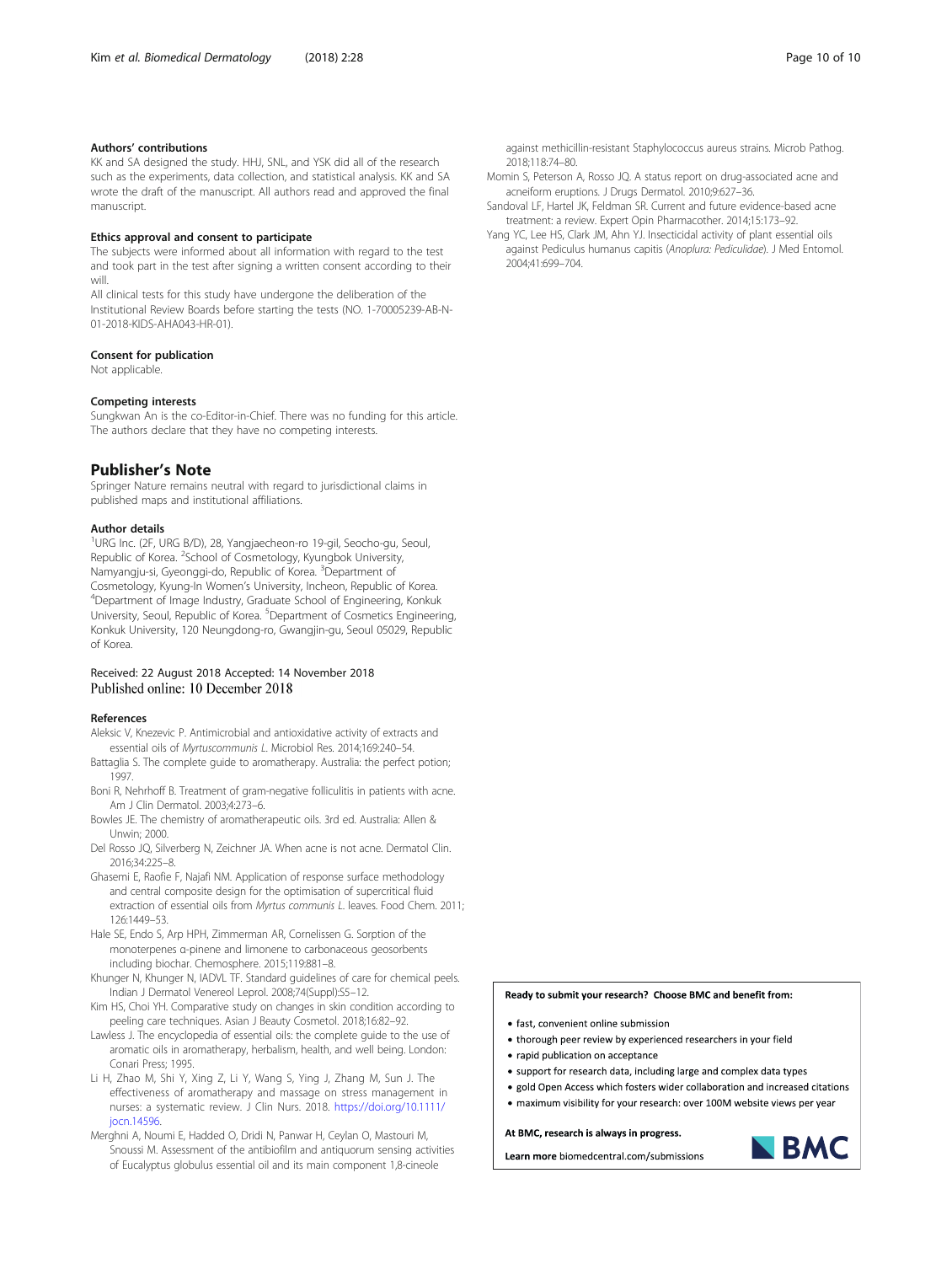### Authors' contributions

KK and SA designed the study. HHJ, SNL, and YSK did all of the research such as the experiments, data collection, and statistical analysis. KK and SA wrote the draft of the manuscript. All authors read and approved the final manuscript.

### Ethics approval and consent to participate

The subjects were informed about all information with regard to the test and took part in the test after signing a written consent according to their will.

All clinical tests for this study have undergone the deliberation of the Institutional Review Boards before starting the tests (NO. 1-70005239-AB-N-01-2018-KIDS-AHA043-HR-01).

### Consent for publication

Not applicable.

### Competing interests

Sungkwan An is the co-Editor-in-Chief. There was no funding for this article. The authors declare that they have no competing interests.

## Publisher's Note

Springer Nature remains neutral with regard to jurisdictional claims in published maps and institutional affiliations.

### Author details

[1]URG Inc. (2F, URG B/D), 28, Yangjaecheon-ro 19-gil, Seocho-gu, Seoul, Republic of Korea. [2]School of Cosmetology, Kyungbok University, Namyangju-si, Gyeonggi-do, Republic of Korea. [3]Department of Cosmetology, Kyung-In Women's University, Incheon, Republic of Korea. [4]Department of Image Industry, Graduate School of Engineering, Konkuk University, Seoul, Republic of Korea. [5]Department of Cosmetics Engineering, Konkuk University, 120 Neungdong-ro, Gwangjin-gu, Seoul 05029, Republic of Korea.

Received: 22 August 2018 Accepted: 14 November 2018
Published online: 10 December 2018

### References

Aleksic V, Knezevic P. Antimicrobial and antioxidative activity of extracts and essential oils of *Myrtuscommunis L*. Microbiol Res. 2014;169:240–54.

Battaglia S. The complete guide to aromatherapy. Australia: the perfect potion; 1997.

Boni R, Nehrhoff B. Treatment of gram-negative folliculitis in patients with acne. Am J Clin Dermatol. 2003;4:273–6.

Bowles JE. The chemistry of aromatherapeutic oils. 3rd ed. Australia: Allen & Unwin; 2000.

Del Rosso JQ, Silverberg N, Zeichner JA. When acne is not acne. Dermatol Clin. 2016;34:225–8.

Ghasemi E, Raofie F, Najafi NM. Application of response surface methodology and central composite design for the optimisation of supercritical fluid extraction of essential oils from *Myrtus communis L.* leaves. Food Chem. 2011; 126:1449–53.

Hale SE, Endo S, Arp HPH, Zimmerman AR, Cornelissen G. Sorption of the monoterpenes α-pinene and limonene to carbonaceous geosorbents including biochar. Chemosphere. 2015;119:881–8.

Khunger N, Khunger N, IADVL TF. Standard guidelines of care for chemical peels. Indian J Dermatol Venereol Leprol. 2008;74(Suppl):S5–12.

Kim HS, Choi YH. Comparative study on changes in skin condition according to peeling care techniques. Asian J Beauty Cosmetol. 2018;16:82–92.

Lawless J. The encyclopedia of essential oils: the complete guide to the use of aromatic oils in aromatherapy, herbalism, health, and well being. London: Conari Press; 1995.

Li H, Zhao M, Shi Y, Xing Z, Li Y, Wang S, Ying J, Zhang M, Sun J. The effectiveness of aromatherapy and massage on stress management in nurses: a systematic review. J Clin Nurs. 2018. https://doi.org/10.1111/jocn.14596.

Merghni A, Noumi E, Hadded O, Dridi N, Panwar H, Ceylan O, Mastouri M, Snoussi M. Assessment of the antibiofilm and antiquorum sensing activities of Eucalyptus globulus essential oil and its main component 1,8-cineole against methicillin-resistant Staphylococcus aureus strains. Microb Pathog. 2018;118:74–80.

Momin S, Peterson A, Rosso JQ. A status report on drug-associated acne and acneiform eruptions. J Drugs Dermatol. 2010;9:627–36.

Sandoval LF, Hartel JK, Feldman SR. Current and future evidence-based acne treatment: a review. Expert Opin Pharmacother. 2014;15:173–92.

Yang YC, Lee HS, Clark JM, Ahn YJ. Insecticidal activity of plant essential oils against Pediculus humanus capitis (*Anoplura: Pediculidae*). J Med Entomol. 2004;41:699–704.